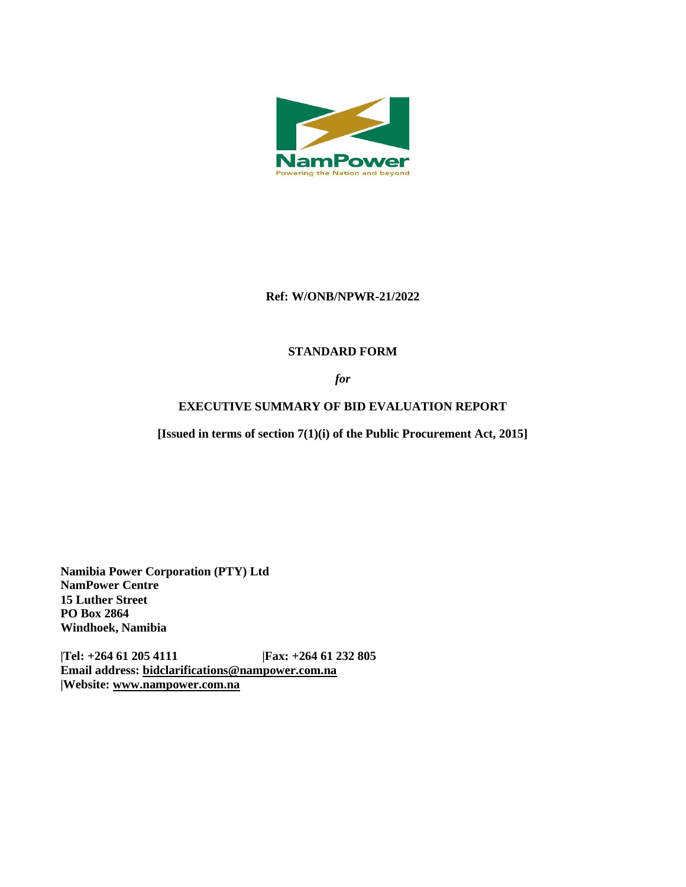NamPower

Powering the Nation and beyond

**Ref: W/ONB/NPWR-21/2022**

**STANDARD FORM**

***for***

**EXECUTIVE SUMMARY OF BID EVALUATION REPORT**

**[Issued in terms of section 7(1)(i) of the Public Procurement Act, 2015]**

**Namibia Power Corporation (PTY) Ltd**
**NamPower Centre**
**15 Luther Street**
**PO Box 2864**
**Windhoek, Namibia**

**|Tel: +264 61 205 4111 |Fax: +264 61 232 805**
**Email address: bidclarifications@nampower.com.na**
**|Website: www.nampower.com.na**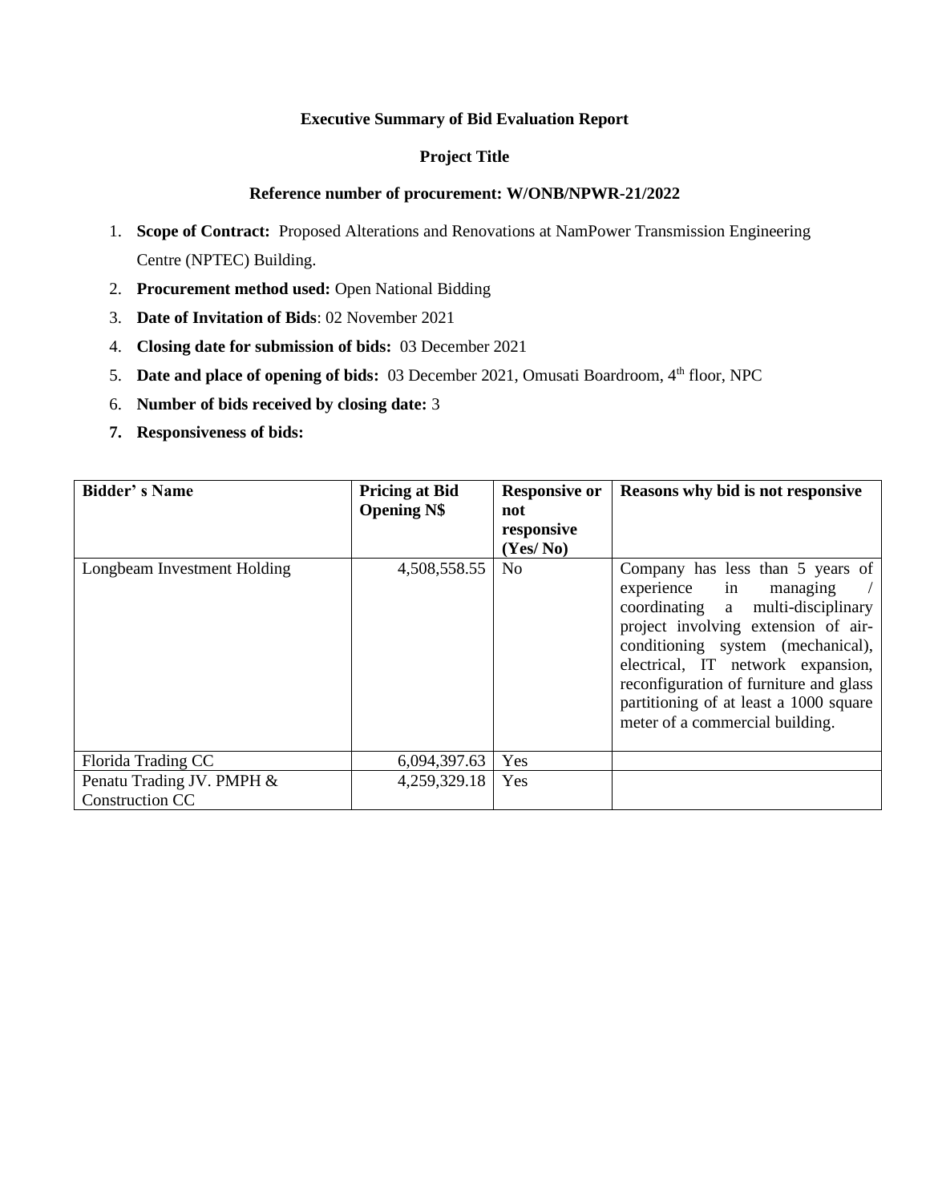**Executive Summary of Bid Evaluation Report**

**Project Title**

**Reference number of procurement: W/ONB/NPWR-21/2022**

1. **Scope of Contract:** Proposed Alterations and Renovations at NamPower Transmission Engineering Centre (NPTEC) Building.
2. **Procurement method used:** Open National Bidding
3. **Date of Invitation of Bids**: 02 November 2021
4. **Closing date for submission of bids:** 03 December 2021
5. **Date and place of opening of bids:** 03 December 2021, Omusati Boardroom, 4th floor, NPC
6. **Number of bids received by closing date:** 3
7. **Responsiveness of bids:**

| **Bidder' s Name** | **Pricing at Bid Opening N$** | **Responsive or not responsive (Yes/ No)** | **Reasons why bid is not responsive** |
|---|---|---|---|
| Longbeam Investment Holding | 4,508,558.55 | No | Company has less than 5 years of experience in managing / coordinating a multi-disciplinary project involving extension of air-conditioning system (mechanical), electrical, IT network expansion, reconfiguration of furniture and glass partitioning of at least a 1000 square meter of a commercial building. |
| Florida Trading CC | 6,094,397.63 | Yes | |
| Penatu Trading JV. PMPH & Construction CC | 4,259,329.18 | Yes | |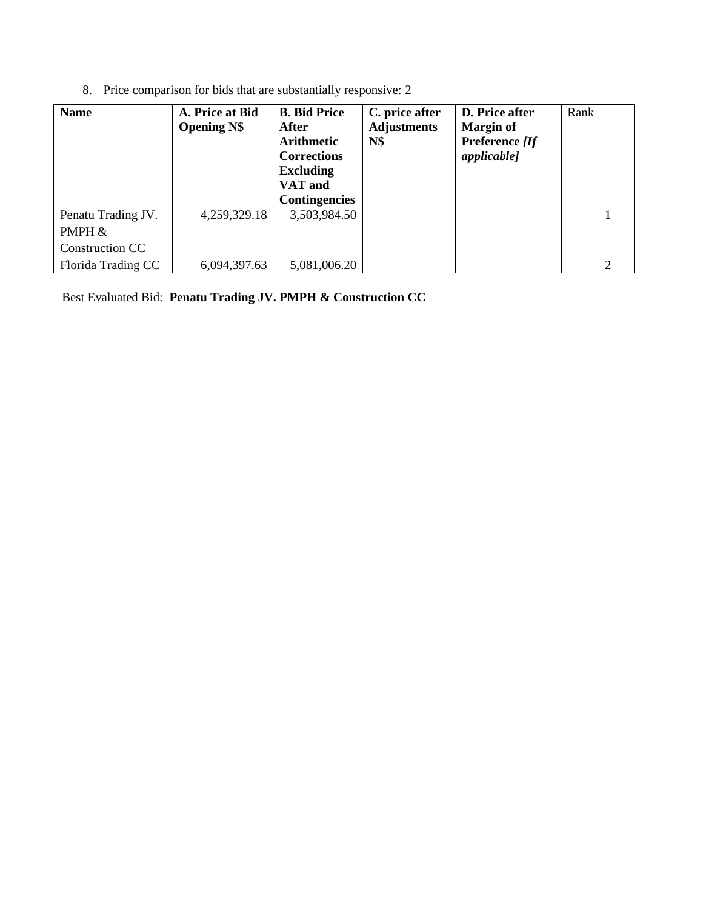8. Price comparison for bids that are substantially responsive: 2

| **Name** | **A. Price at Bid Opening N$** | **B. Bid Price After Arithmetic Corrections Excluding VAT and Contingencies** | **C. price after Adjustments N$** | **D. Price after Margin of Preference *[If applicable]*** | Rank |
|---|---|---|---|---|---|
| Penatu Trading JV. PMPH & Construction CC | 4,259,329.18 | 3,503,984.50 | | | 1 |
| Florida Trading CC | 6,094,397.63 | 5,081,006.20 | | | 2 |

Best Evaluated Bid: **Penatu Trading JV. PMPH & Construction CC**